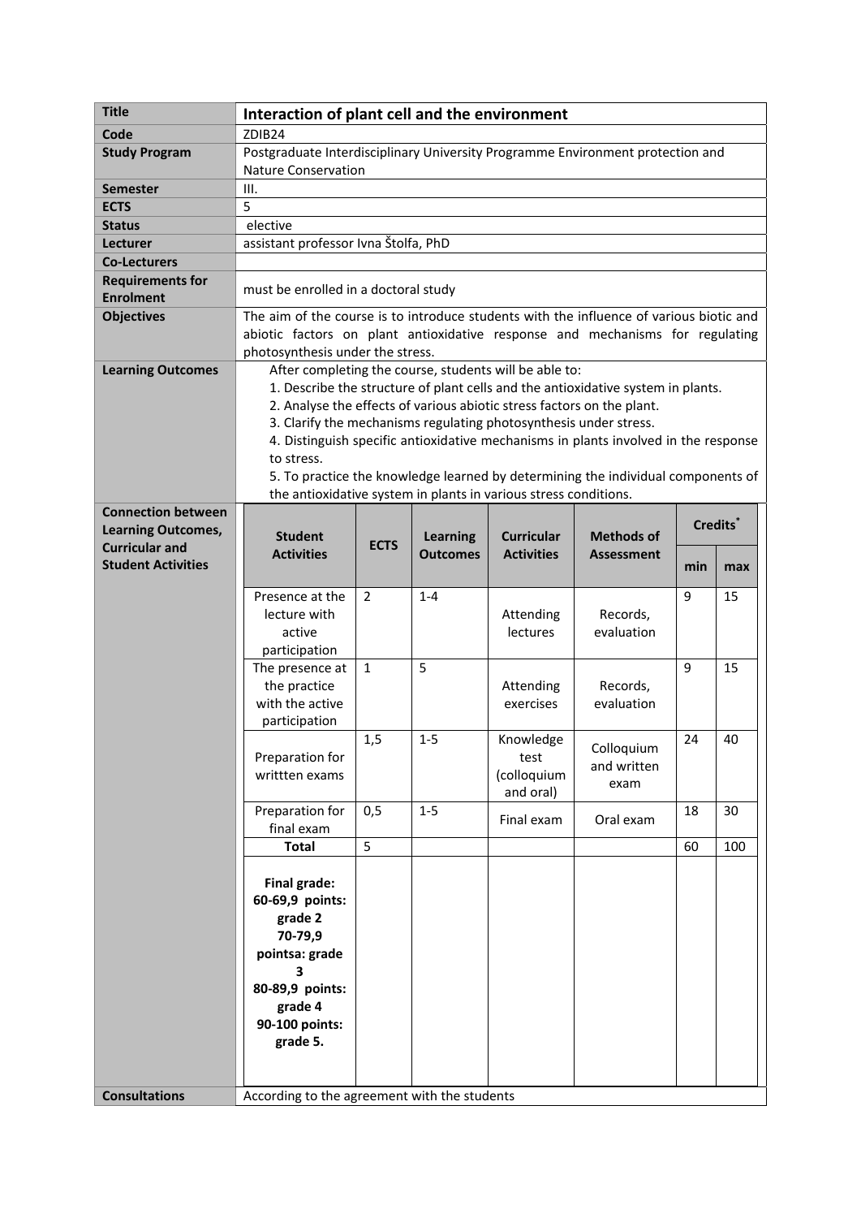| | |
|---|---|
| **Title** | **Interaction of plant cell and the environment** |
| **Code** | ZDIB24 |
| **Study Program** | Postgraduate Interdisciplinary University Programme Environment protection and Nature Conservation |
| **Semester** | III. |
| **ECTS** | 5 |
| **Status** | elective |
| **Lecturer** | assistant professor Ivna Štolfa, PhD |
| **Co-Lecturers** | |
| **Requirements for Enrolment** | must be enrolled in a doctoral study |
| **Objectives** | The aim of the course is to introduce students with the influence of various biotic and abiotic factors on plant antioxidative response and mechanisms for regulating photosynthesis under the stress. |
| **Learning Outcomes** | After completing the course, students will be able to:<br>1. Describe the structure of plant cells and the antioxidative system in plants.<br>2. Analyse the effects of various abiotic stress factors on the plant.<br>3. Clarify the mechanisms regulating photosynthesis under stress.<br>4. Distinguish specific antioxidative mechanisms in plants involved in the response to stress.<br>5. To practice the knowledge learned by determining the individual components of the antioxidative system in plants in various stress conditions. |

**Connection between Learning Outcomes, Curricular and Student Activities**

| Student Activities | ECTS | Learning Outcomes | Curricular Activities | Methods of Assessment | Credits* min | Credits* max |
|---|---|---|---|---|---|---|
| Presence at the lecture with active participation | 2 | 1-4 | Attending lectures | Records, evaluation | 9 | 15 |
| The presence at the practice with the active participation | 1 | 5 | Attending exercises | Records, evaluation | 9 | 15 |
| Preparation for writtten exams | 1,5 | 1-5 | Knowledge test (colloquium and oral) | Colloquium and written exam | 24 | 40 |
| Preparation for final exam | 0,5 | 1-5 | Final exam | Oral exam | 18 | 30 |
| **Total** | 5 | | | | 60 | 100 |
| **Final grade:**<br>**60-69,9 points: grade 2**<br>**70-79,9 pointsa: grade 3**<br>**80-89,9 points: grade 4**<br>**90-100 points: grade 5.** | | | | | | |

| | |
|---|---|
| **Consultations** | According to the agreement with the students |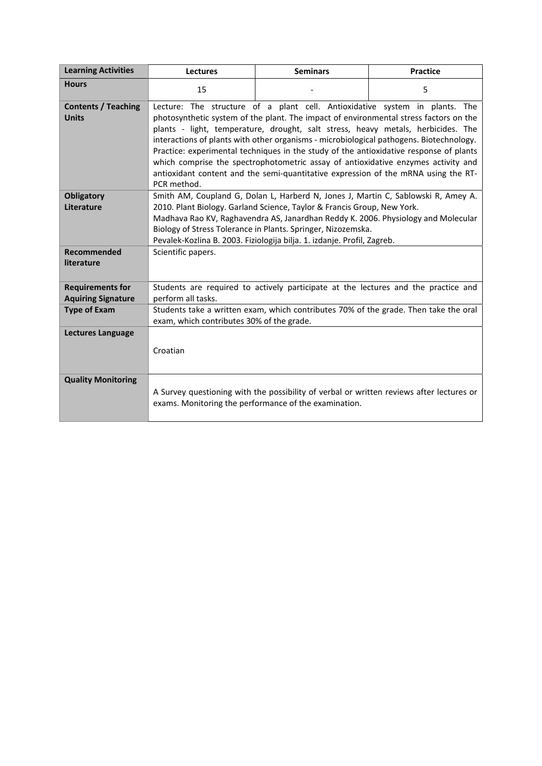| Learning Activities | Lectures | Seminars | Practice |
|---|---|---|---|
| Hours | 15 | - | 5 |
| Contents / Teaching Units | Lecture: The structure of a plant cell. Antioxidative system in plants. The photosynthetic system of the plant. The impact of environmental stress factors on the plants - light, temperature, drought, salt stress, heavy metals, herbicides. The interactions of plants with other organisms - microbiological pathogens. Biotechnology. Practice: experimental techniques in the study of the antioxidative response of plants which comprise the spectrophotometric assay of antioxidative enzymes activity and antioxidant content and the semi-quantitative expression of the mRNA using the RT-PCR method. | | |
| Obligatory Literature | Smith AM, Coupland G, Dolan L, Harberd N, Jones J, Martin C, Sablowski R, Amey A. 2010. Plant Biology. Garland Science, Taylor & Francis Group, New York.<br>Madhava Rao KV, Raghavendra AS, Janardhan Reddy K. 2006. Physiology and Molecular Biology of Stress Tolerance in Plants. Springer, Nizozemska.<br>Pevalek-Kozlina B. 2003. Fiziologija bilja. 1. izdanje. Profil, Zagreb. | | |
| Recommended literature | Scientific papers. | | |
| Requirements for Aquiring Signature | Students are required to actively participate at the lectures and the practice and perform all tasks. | | |
| Type of Exam | Students take a written exam, which contributes 70% of the grade. Then take the oral exam, which contributes 30% of the grade. | | |
| Lectures Language | Croatian | | |
| Quality Monitoring | A Survey questioning with the possibility of verbal or written reviews after lectures or exams. Monitoring the performance of the examination. | | |